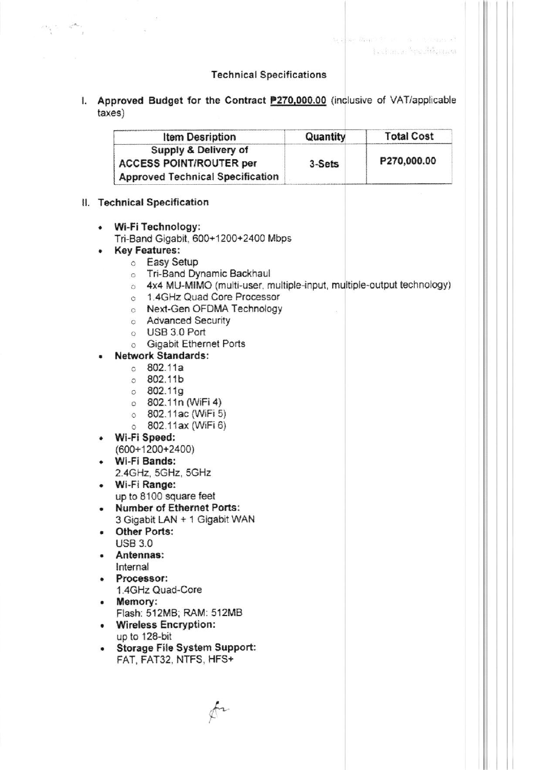## Technical Specifications

I. **Approved Budget for the Contract** **<u>₱270,000.00</u>** (inclusive of VAT/applicable taxes)

| Item Desription | Quantity | Total Cost |
|---|---|---|
| **Supply & Delivery of ACCESS POINT/ROUTER per Approved Technical Specification** | **3-Sets** | **P270,000.00** |

II. **Technical Specification**

- **Wi-Fi Technology:**
  Tri-Band Gigabit, 600+1200+2400 Mbps
- **Key Features:**
  - Easy Setup
  - Tri-Band Dynamic Backhaul
  - 4x4 MU-MIMO (multi-user, multiple-input, multiple-output technology)
  - 1.4GHz Quad Core Processor
  - Next-Gen OFDMA Technology
  - Advanced Security
  - USB 3.0 Port
  - Gigabit Ethernet Ports
- **Network Standards:**
  - 802.11a
  - 802.11b
  - 802.11g
  - 802.11n (WiFi 4)
  - 802.11ac (WiFi 5)
  - 802.11ax (WiFi 6)
- **Wi-Fi Speed:**
  (600+1200+2400)
- **Wi-Fi Bands:**
  2.4GHz, 5GHz, 5GHz
- **Wi-Fi Range:**
  up to 8100 square feet
- **Number of Ethernet Ports:**
  3 Gigabit LAN + 1 Gigabit WAN
- **Other Ports:**
  USB 3.0
- **Antennas:**
  Internal
- **Processor:**
  1.4GHz Quad-Core
- **Memory:**
  Flash: 512MB; RAM: 512MB
- **Wireless Encryption:**
  up to 128-bit
- **Storage File System Support:**
  FAT, FAT32, NTFS, HFS+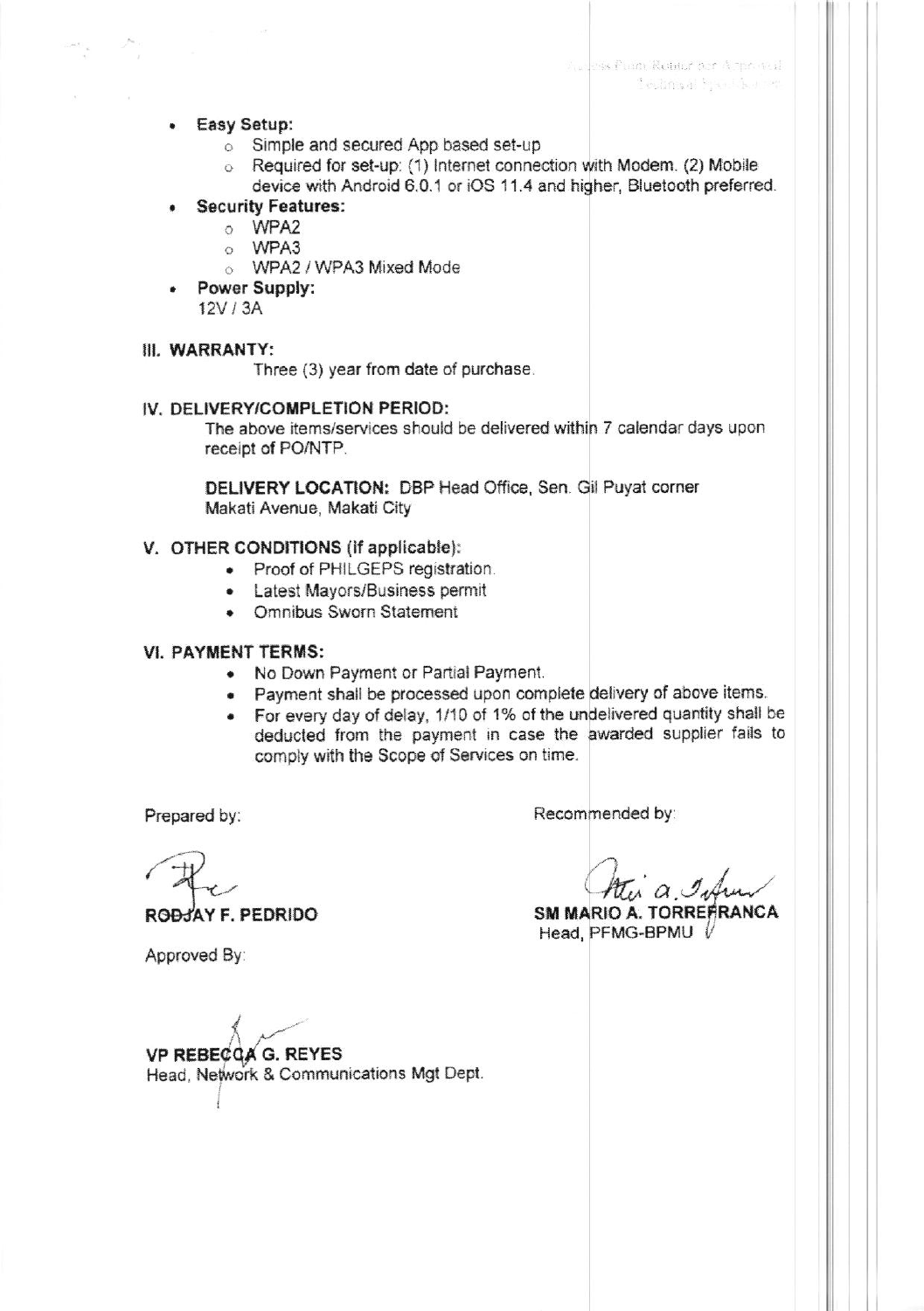- **Easy Setup:**
  - Simple and secured App based set-up
  - Required for set-up: (1) Internet connection with Modem. (2) Mobile device with Android 6.0.1 or iOS 11.4 and higher, Bluetooth preferred.
- **Security Features:**
  - WPA2
  - WPA3
  - WPA2 / WPA3 Mixed Mode
- **Power Supply:**

  12V / 3A

## III. WARRANTY:

Three (3) year from date of purchase.

## IV. DELIVERY/COMPLETION PERIOD:

The above items/services should be delivered within 7 calendar days upon receipt of PO/NTP.

**DELIVERY LOCATION:** DBP Head Office, Sen. Gil Puyat corner Makati Avenue, Makati City

## V. OTHER CONDITIONS (If applicable):

- Proof of PHILGEPS registration.
- Latest Mayors/Business permit
- Omnibus Sworn Statement

## VI. PAYMENT TERMS:

- No Down Payment or Partial Payment.
- Payment shall be processed upon complete delivery of above items.
- For every day of delay, 1/10 of 1% of the undelivered quantity shall be deducted from the payment in case the awarded supplier fails to comply with the Scope of Services on time.

Prepared by:

**RODJAY F. PEDRIDO**

Recommended by:

**SM MARIO A. TORREFRANCA**
Head, PFMG-BPMU

Approved By:

**VP REBECCA G. REYES**
Head, Network & Communications Mgt Dept.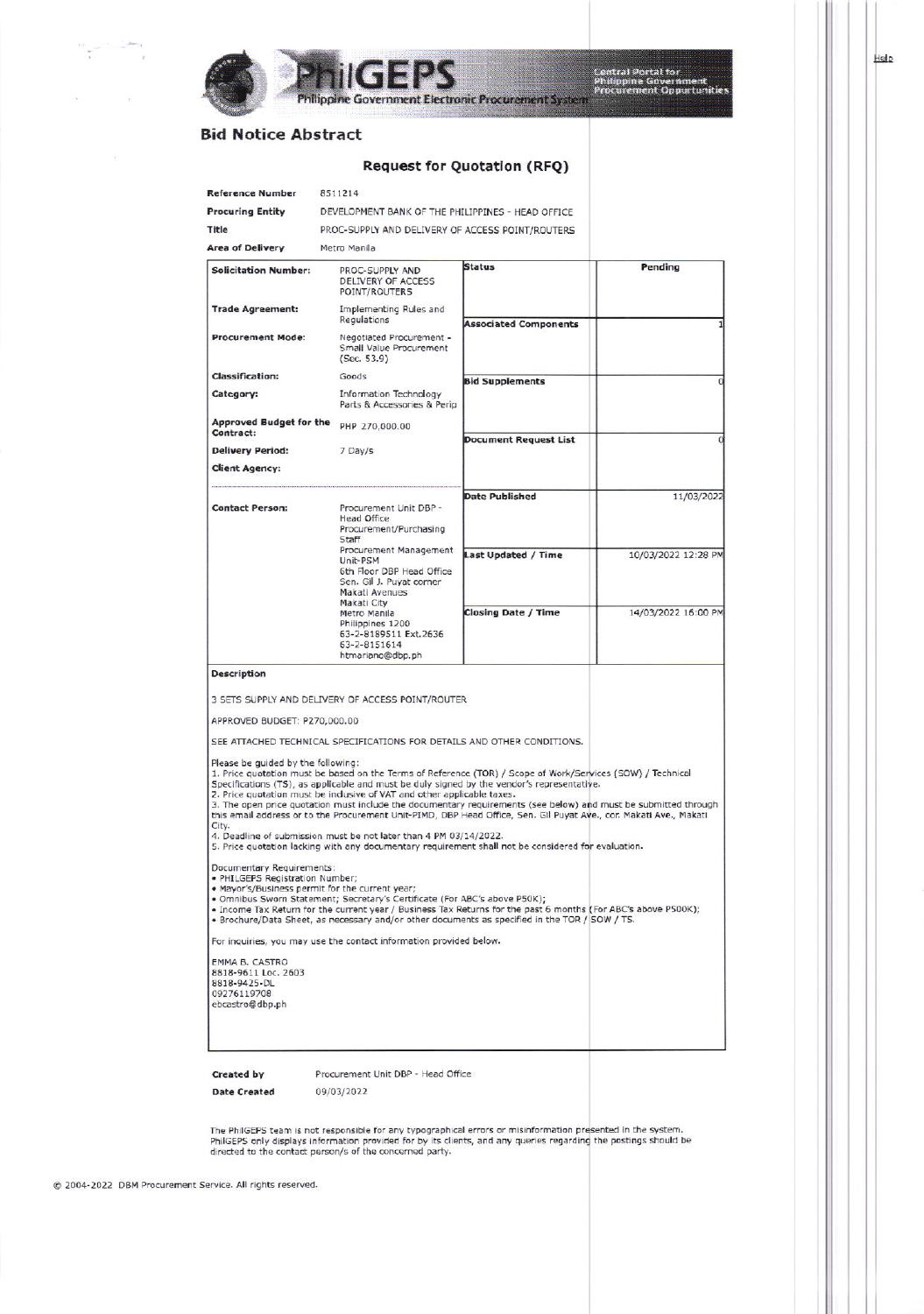PhilGEPS
Philippine Government Electronic Procurement System

Central Portal for Philippine Government Procurement Opportunities

Help

## Bid Notice Abstract

### Request for Quotation (RFQ)

| | |
|---|---|
| **Reference Number** | 8511214 |
| **Procuring Entity** | DEVELOPMENT BANK OF THE PHILIPPINES - HEAD OFFICE |
| **Title** | PROC-SUPPLY AND DELIVERY OF ACCESS POINT/ROUTERS |
| **Area of Delivery** | Metro Manila |

| | | | |
|---|---|---|---|
| **Solicitation Number:** | PROC-SUPPLY AND DELIVERY OF ACCESS POINT/ROUTERS | **Status** | Pending |
| **Trade Agreement:** | Implementing Rules and Regulations | **Associated Components** | 1 |
| **Procurement Mode:** | Negotiated Procurement - Small Value Procurement (Sec. 53.9) | | |
| **Classification:** | Goods | **Bid Supplements** | 0 |
| **Category:** | Information Technology Parts & Accessories & Perip | | |
| **Approved Budget for the Contract:** | PHP 270,000.00 | **Document Request List** | 0 |
| **Delivery Period:** | 7 Day/s | | |
| **Client Agency:** | | | |
| **Contact Person:** | Procurement Unit DBP - Head Office Procurement/Purchasing Staff Procurement Management Unit-PSM 6th Floor DBP Head Office Sen. Gil J. Puyat corner Makati Avenues Makati City Metro Manila Philippines 1200 63-2-8189511 Ext.2636 63-2-8151614 htmariano@dbp.ph | **Date Published** | 11/03/2022 |
| | | **Last Updated / Time** | 10/03/2022 12:28 PM |
| | | **Closing Date / Time** | 14/03/2022 16:00 PM |

**Description**

3 SETS SUPPLY AND DELIVERY OF ACCESS POINT/ROUTER

APPROVED BUDGET: P270,000.00

SEE ATTACHED TECHNICAL SPECIFICATIONS FOR DETAILS AND OTHER CONDITIONS.

Please be guided by the following:
1. Price quotation must be based on the Terms of Reference (TOR) / Scope of Work/Services (SOW) / Technical Specifications (TS), as applicable and must be duly signed by the vendor's representative.
2. Price quotation must be inclusive of VAT and other applicable taxes.
3. The open price quotation must include the documentary requirements (see below) and must be submitted through this email address or to the Procurement Unit-PIMD, DBP Head Office, Sen. Gil Puyat Ave., cor. Makati Ave., Makati City.
4. Deadline of submission must be not later than 4 PM 03/14/2022.
5. Price quotation lacking with any documentary requirement shall not be considered for evaluation.

Documentary Requirements:
- PHILGEPS Registration Number;
- Mayor's/Business permit for the current year;
- Omnibus Sworn Statement; Secretary's Certificate (For ABC's above P50K);
- Income Tax Return for the current year / Business Tax Returns for the past 6 months (For ABC's above P500K);
- Brochure/Data Sheet, as necessary and/or other documents as specified in the TOR / SOW / TS.

For inquiries, you may use the contact information provided below.

EMMA B. CASTRO
8818-9611 Loc. 2603
8818-9425-DL
09276119708
ebcastro@dbp.ph

| | |
|---|---|
| **Created by** | Procurement Unit DBP - Head Office |
| **Date Created** | 09/03/2022 |

The PhilGEPS team is not responsible for any typographical errors or misinformation presented in the system. PhilGEPS only displays information provided for by its clients, and any queries regarding the postings should be directed to the contact person/s of the concerned party.

© 2004-2022 DBM Procurement Service. All rights reserved.